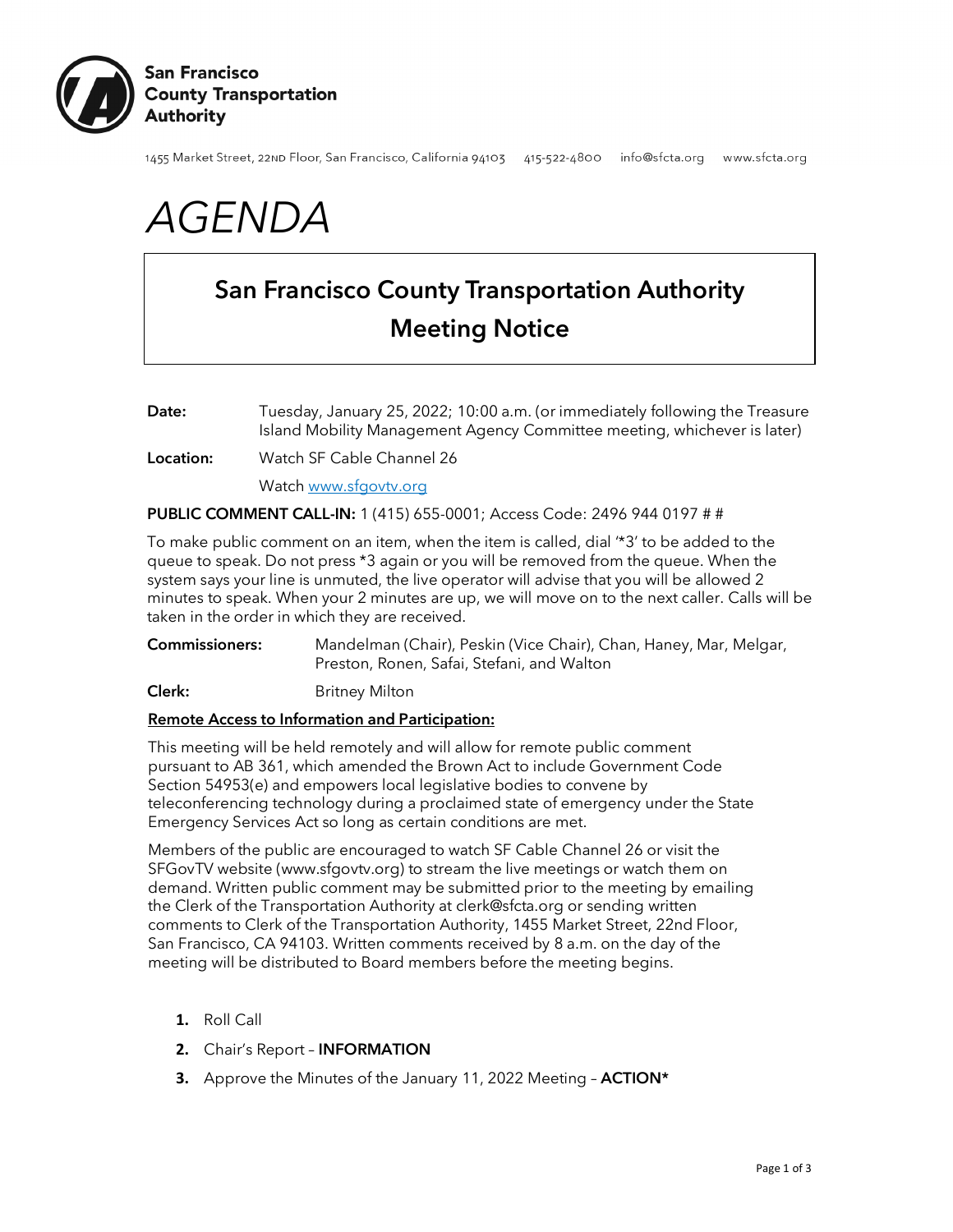**San Francisco County Transportation Authority**

1455 Market Street, 22ND Floor, San Francisco, California 94103    415-522-4800    info@sfcta.org    www.sfcta.org

# *AGENDA*

## San Francisco County Transportation Authority Meeting Notice

**Date:** Tuesday, January 25, 2022; 10:00 a.m. (or immediately following the Treasure Island Mobility Management Agency Committee meeting, whichever is later)

**Location:** Watch SF Cable Channel 26

Watch www.sfgovtv.org

**PUBLIC COMMENT CALL-IN:** 1 (415) 655-0001; Access Code: 2496 944 0197 # #

To make public comment on an item, when the item is called, dial '*3' to be added to the queue to speak. Do not press *3 again or you will be removed from the queue. When the system says your line is unmuted, the live operator will advise that you will be allowed 2 minutes to speak. When your 2 minutes are up, we will move on to the next caller. Calls will be taken in the order in which they are received.

**Commissioners:** Mandelman (Chair), Peskin (Vice Chair), Chan, Haney, Mar, Melgar, Preston, Ronen, Safai, Stefani, and Walton

**Clerk:** Britney Milton

**Remote Access to Information and Participation:**

This meeting will be held remotely and will allow for remote public comment pursuant to AB 361, which amended the Brown Act to include Government Code Section 54953(e) and empowers local legislative bodies to convene by teleconferencing technology during a proclaimed state of emergency under the State Emergency Services Act so long as certain conditions are met.

Members of the public are encouraged to watch SF Cable Channel 26 or visit the SFGovTV website (www.sfgovtv.org) to stream the live meetings or watch them on demand. Written public comment may be submitted prior to the meeting by emailing the Clerk of the Transportation Authority at clerk@sfcta.org or sending written comments to Clerk of the Transportation Authority, 1455 Market Street, 22nd Floor, San Francisco, CA 94103. Written comments received by 8 a.m. on the day of the meeting will be distributed to Board members before the meeting begins.

1. Roll Call
2. Chair's Report – **INFORMATION**
3. Approve the Minutes of the January 11, 2022 Meeting – **ACTION***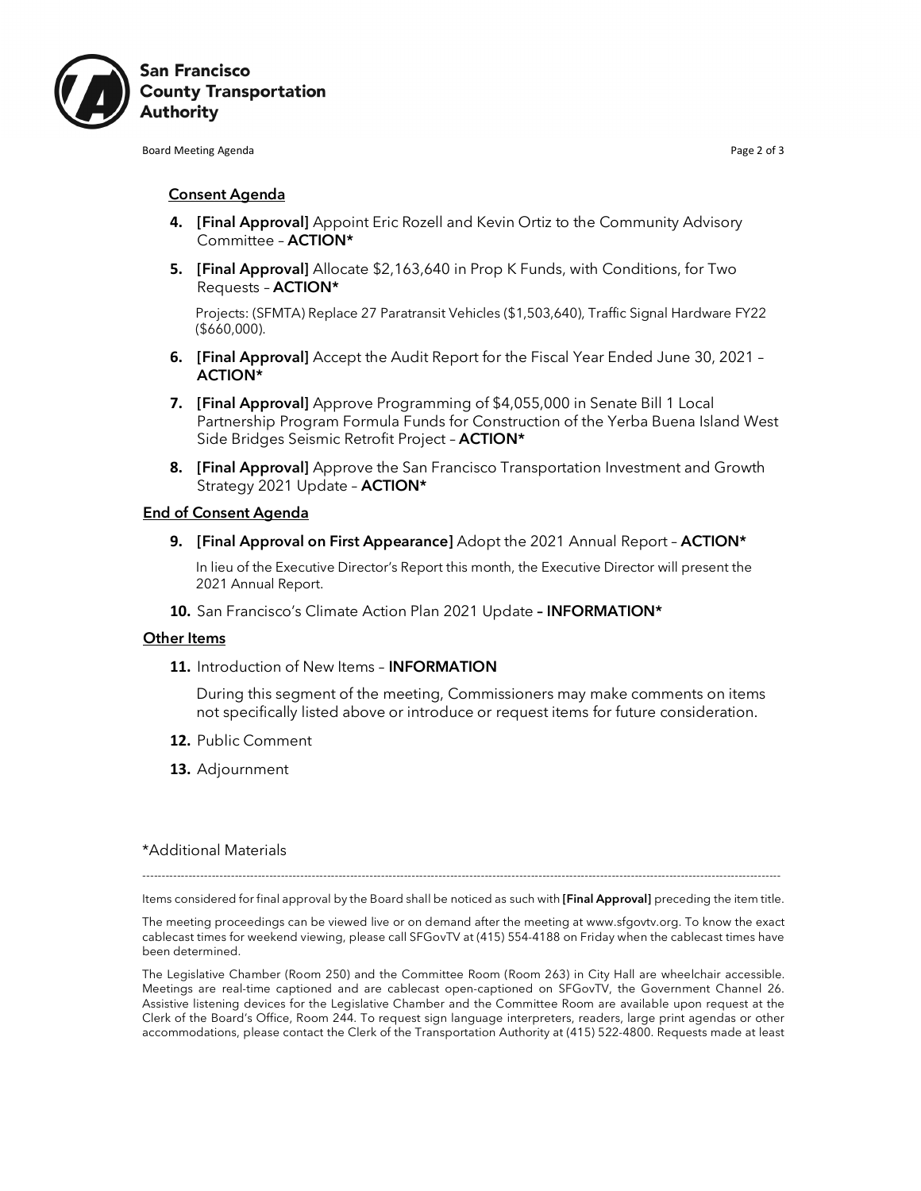## Consent Agenda

4. **[Final Approval]** Appoint Eric Rozell and Kevin Ortiz to the Community Advisory Committee – **ACTION***

5. **[Final Approval]** Allocate $2,163,640 in Prop K Funds, with Conditions, for Two Requests – **ACTION***

   Projects: (SFMTA) Replace 27 Paratransit Vehicles ($1,503,640), Traffic Signal Hardware FY22 ($660,000).

6. **[Final Approval]** Accept the Audit Report for the Fiscal Year Ended June 30, 2021 – **ACTION***

7. **[Final Approval]** Approve Programming of $4,055,000 in Senate Bill 1 Local Partnership Program Formula Funds for Construction of the Yerba Buena Island West Side Bridges Seismic Retrofit Project – **ACTION***

8. **[Final Approval]** Approve the San Francisco Transportation Investment and Growth Strategy 2021 Update – **ACTION***

## End of Consent Agenda

9. **[Final Approval on First Appearance]** Adopt the 2021 Annual Report – **ACTION***

   In lieu of the Executive Director's Report this month, the Executive Director will present the 2021 Annual Report.

10. San Francisco's Climate Action Plan 2021 Update **– INFORMATION***

## Other Items

11. Introduction of New Items – **INFORMATION**

    During this segment of the meeting, Commissioners may make comments on items not specifically listed above or introduce or request items for future consideration.

12. Public Comment

13. Adjournment

*Additional Materials

---

Items considered for final approval by the Board shall be noticed as such with **[Final Approval]** preceding the item title.

The meeting proceedings can be viewed live or on demand after the meeting at www.sfgovtv.org. To know the exact cablecast times for weekend viewing, please call SFGovTV at (415) 554-4188 on Friday when the cablecast times have been determined.

The Legislative Chamber (Room 250) and the Committee Room (Room 263) in City Hall are wheelchair accessible. Meetings are real-time captioned and are cablecast open-captioned on SFGovTV, the Government Channel 26. Assistive listening devices for the Legislative Chamber and the Committee Room are available upon request at the Clerk of the Board's Office, Room 244. To request sign language interpreters, readers, large print agendas or other accommodations, please contact the Clerk of the Transportation Authority at (415) 522-4800. Requests made at least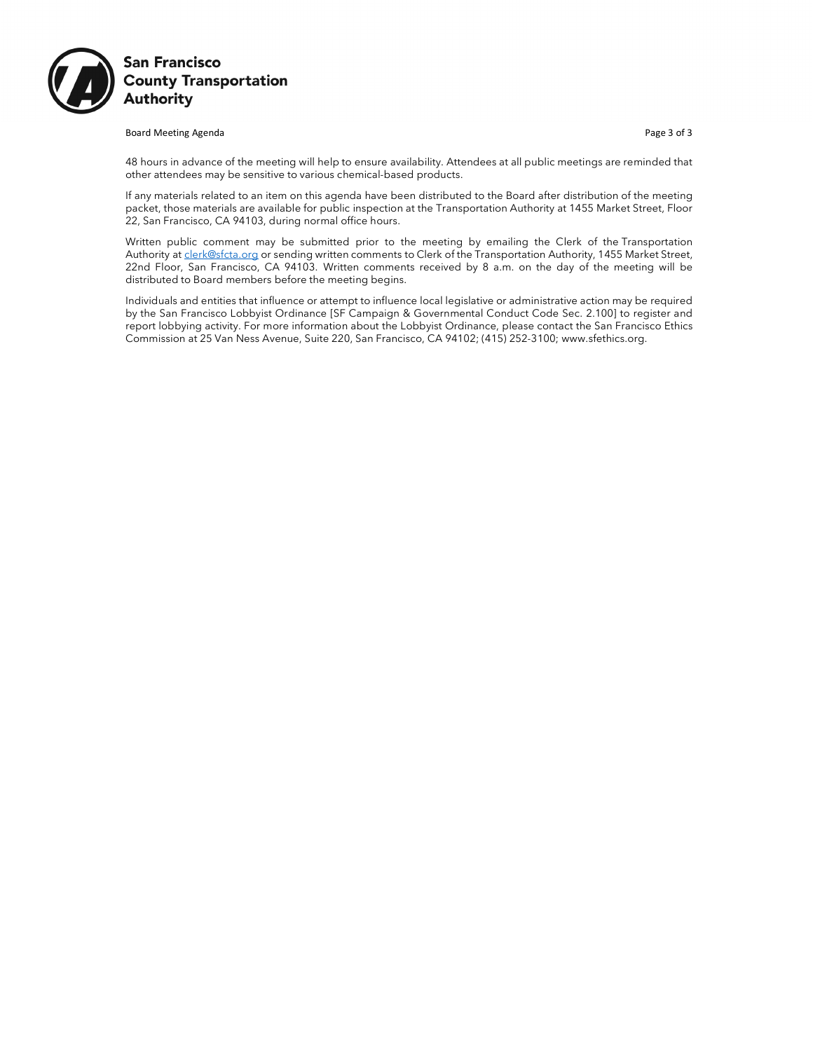48 hours in advance of the meeting will help to ensure availability. Attendees at all public meetings are reminded that other attendees may be sensitive to various chemical-based products.

If any materials related to an item on this agenda have been distributed to the Board after distribution of the meeting packet, those materials are available for public inspection at the Transportation Authority at 1455 Market Street, Floor 22, San Francisco, CA 94103, during normal office hours.

Written public comment may be submitted prior to the meeting by emailing the Clerk of the Transportation Authority at clerk@sfcta.org or sending written comments to Clerk of the Transportation Authority, 1455 Market Street, 22nd Floor, San Francisco, CA 94103. Written comments received by 8 a.m. on the day of the meeting will be distributed to Board members before the meeting begins.

Individuals and entities that influence or attempt to influence local legislative or administrative action may be required by the San Francisco Lobbyist Ordinance [SF Campaign & Governmental Conduct Code Sec. 2.100] to register and report lobbying activity. For more information about the Lobbyist Ordinance, please contact the San Francisco Ethics Commission at 25 Van Ness Avenue, Suite 220, San Francisco, CA 94102; (415) 252-3100; www.sfethics.org.